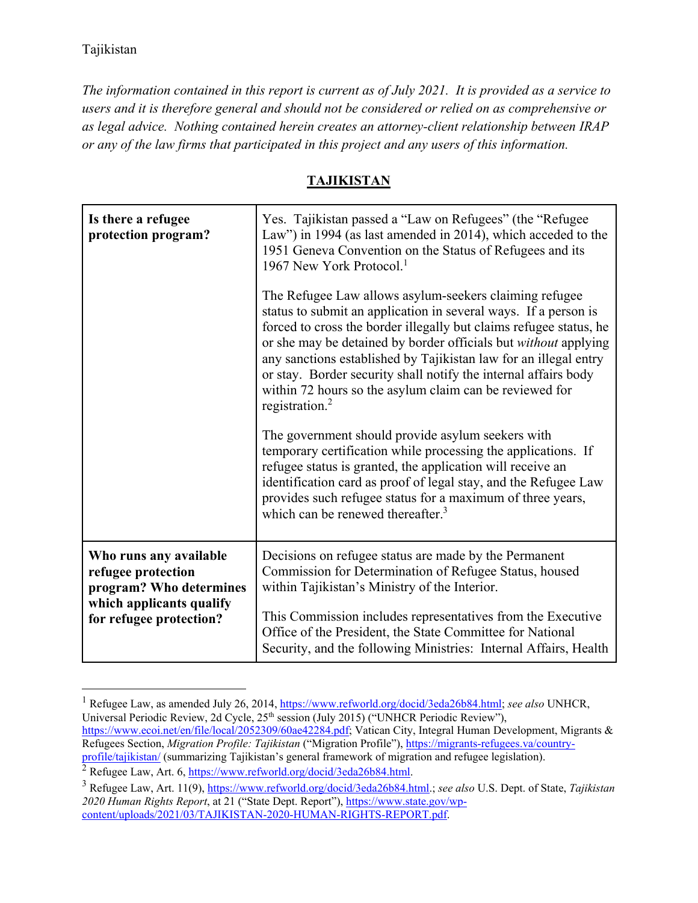Tajikistan

*The information contained in this report is current as of July 2021. It is provided as a service to users and it is therefore general and should not be considered or relied on as comprehensive or as legal advice. Nothing contained herein creates an attorney-client relationship between IRAP or any of the law firms that participated in this project and any users of this information.*

## TAJIKISTAN

| | |
|---|---|
| **Is there a refugee protection program?** | Yes. Tajikistan passed a "Law on Refugees" (the "Refugee Law") in 1994 (as last amended in 2014), which acceded to the 1951 Geneva Convention on the Status of Refugees and its 1967 New York Protocol.[1]<br><br>The Refugee Law allows asylum-seekers claiming refugee status to submit an application in several ways. If a person is forced to cross the border illegally but claims refugee status, he or she may be detained by border officials but *without* applying any sanctions established by Tajikistan law for an illegal entry or stay. Border security shall notify the internal affairs body within 72 hours so the asylum claim can be reviewed for registration.[2]<br><br>The government should provide asylum seekers with temporary certification while processing the applications. If refugee status is granted, the application will receive an identification card as proof of legal stay, and the Refugee Law provides such refugee status for a maximum of three years, which can be renewed thereafter.[3] |
| **Who runs any available refugee protection program? Who determines which applicants qualify for refugee protection?** | Decisions on refugee status are made by the Permanent Commission for Determination of Refugee Status, housed within Tajikistan's Ministry of the Interior.<br><br>This Commission includes representatives from the Executive Office of the President, the State Committee for National Security, and the following Ministries: Internal Affairs, Health |

[1] Refugee Law, as amended July 26, 2014, https://www.refworld.org/docid/3eda26b84.html; *see also* UNHCR, Universal Periodic Review, 2d Cycle, 25th session (July 2015) ("UNHCR Periodic Review"), https://www.ecoi.net/en/file/local/2052309/60ae42284.pdf; Vatican City, Integral Human Development, Migrants & Refugees Section, *Migration Profile: Tajikistan* ("Migration Profile"), https://migrants-refugees.va/country-profile/tajikistan/ (summarizing Tajikistan's general framework of migration and refugee legislation).

[2] Refugee Law, Art. 6, https://www.refworld.org/docid/3eda26b84.html.

[3] Refugee Law, Art. 11(9), https://www.refworld.org/docid/3eda26b84.html.; *see also* U.S. Dept. of State, *Tajikistan 2020 Human Rights Report*, at 21 ("State Dept. Report"), https://www.state.gov/wp-content/uploads/2021/03/TAJIKISTAN-2020-HUMAN-RIGHTS-REPORT.pdf.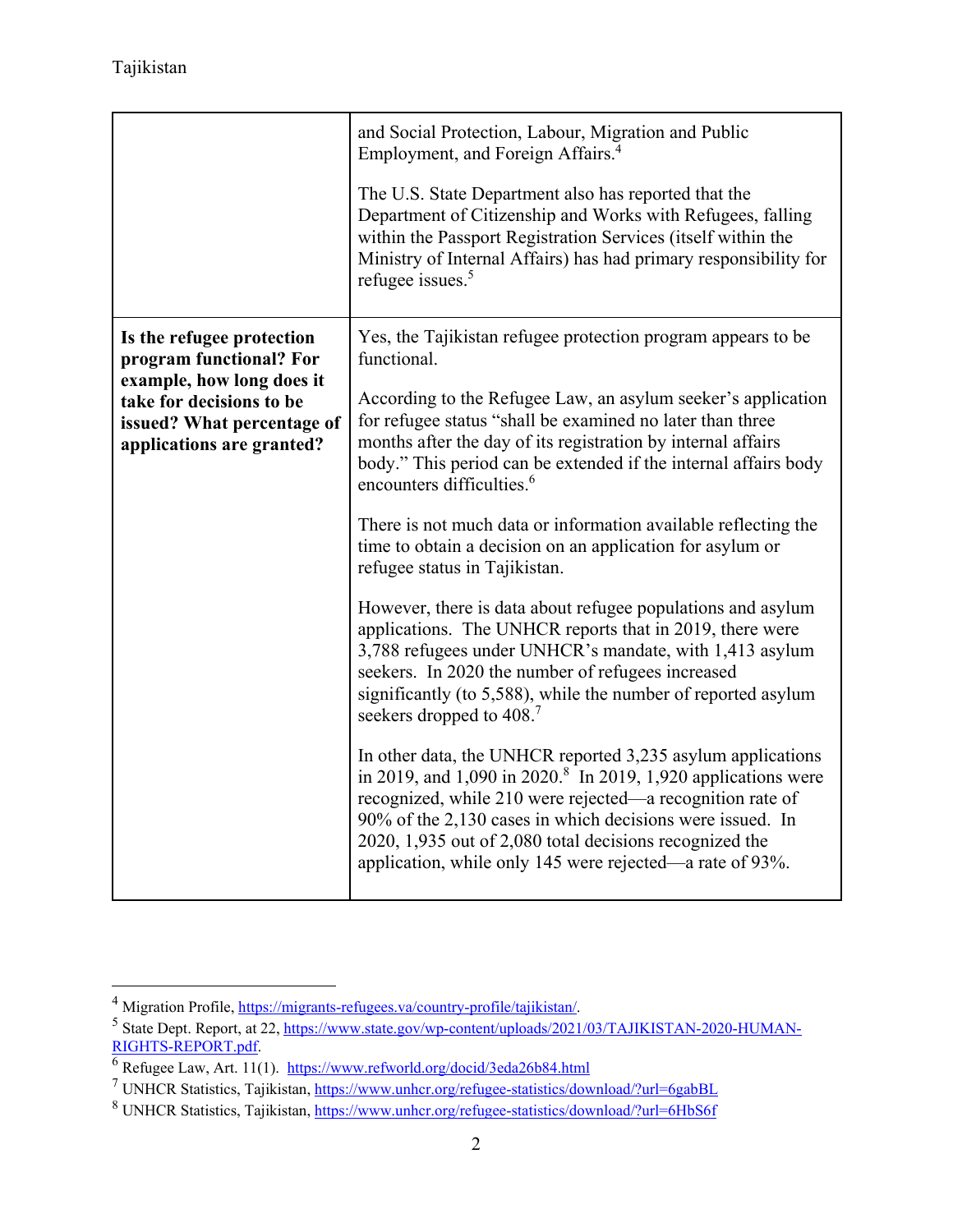| | |
|---|---|
| | and Social Protection, Labour, Migration and Public Employment, and Foreign Affairs.[4]<br><br>The U.S. State Department also has reported that the Department of Citizenship and Works with Refugees, falling within the Passport Registration Services (itself within the Ministry of Internal Affairs) has had primary responsibility for refugee issues.[5] |
| **Is the refugee protection program functional? For example, how long does it take for decisions to be issued? What percentage of applications are granted?** | Yes, the Tajikistan refugee protection program appears to be functional.<br><br>According to the Refugee Law, an asylum seeker's application for refugee status "shall be examined no later than three months after the day of its registration by internal affairs body." This period can be extended if the internal affairs body encounters difficulties.[6]<br><br>There is not much data or information available reflecting the time to obtain a decision on an application for asylum or refugee status in Tajikistan.<br><br>However, there is data about refugee populations and asylum applications. The UNHCR reports that in 2019, there were 3,788 refugees under UNHCR's mandate, with 1,413 asylum seekers. In 2020 the number of refugees increased significantly (to 5,588), while the number of reported asylum seekers dropped to 408.[7]<br><br>In other data, the UNHCR reported 3,235 asylum applications in 2019, and 1,090 in 2020.[8] In 2019, 1,920 applications were recognized, while 210 were rejected—a recognition rate of 90% of the 2,130 cases in which decisions were issued. In 2020, 1,935 out of 2,080 total decisions recognized the application, while only 145 were rejected—a rate of 93%. |

[4] Migration Profile, https://migrants-refugees.va/country-profile/tajikistan/.

[5] State Dept. Report, at 22, https://www.state.gov/wp-content/uploads/2021/03/TAJIKISTAN-2020-HUMAN-RIGHTS-REPORT.pdf.

[6] Refugee Law, Art. 11(1). https://www.refworld.org/docid/3eda26b84.html

[7] UNHCR Statistics, Tajikistan, https://www.unhcr.org/refugee-statistics/download/?url=6gabBL

[8] UNHCR Statistics, Tajikistan, https://www.unhcr.org/refugee-statistics/download/?url=6HbS6f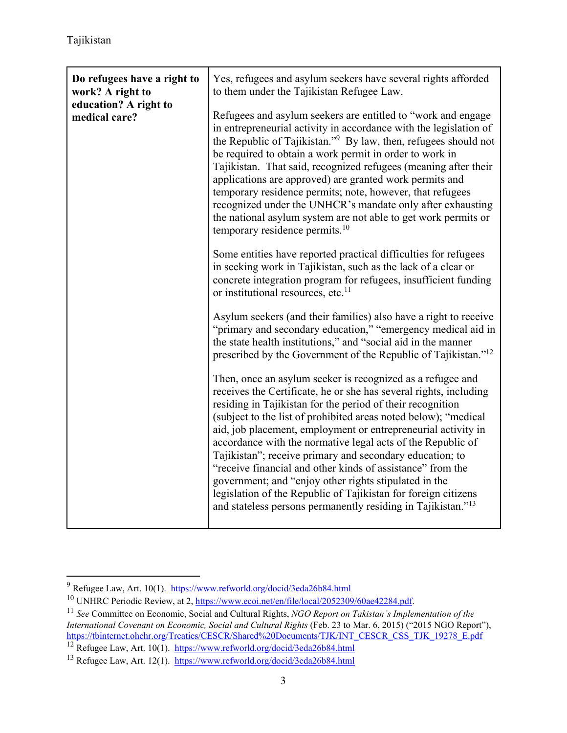| **Do refugees have a right to work? A right to education? A right to medical care?** | Yes, refugees and asylum seekers have several rights afforded to them under the Tajikistan Refugee Law.<br><br>Refugees and asylum seekers are entitled to "work and engage in entrepreneurial activity in accordance with the legislation of the Republic of Tajikistan."[9] By law, then, refugees should not be required to obtain a work permit in order to work in Tajikistan. That said, recognized refugees (meaning after their applications are approved) are granted work permits and temporary residence permits; note, however, that refugees recognized under the UNHCR's mandate only after exhausting the national asylum system are not able to get work permits or temporary residence permits.[10]<br><br>Some entities have reported practical difficulties for refugees in seeking work in Tajikistan, such as the lack of a clear or concrete integration program for refugees, insufficient funding or institutional resources, etc.[11]<br><br>Asylum seekers (and their families) also have a right to receive "primary and secondary education," "emergency medical aid in the state health institutions," and "social aid in the manner prescribed by the Government of the Republic of Tajikistan."[12]<br><br>Then, once an asylum seeker is recognized as a refugee and receives the Certificate, he or she has several rights, including residing in Tajikistan for the period of their recognition (subject to the list of prohibited areas noted below); "medical aid, job placement, employment or entrepreneurial activity in accordance with the normative legal acts of the Republic of Tajikistan"; receive primary and secondary education; to "receive financial and other kinds of assistance" from the government; and "enjoy other rights stipulated in the legislation of the Republic of Tajikistan for foreign citizens and stateless persons permanently residing in Tajikistan."[13] |
|---|---|

---

[9] Refugee Law, Art. 10(1). https://www.refworld.org/docid/3eda26b84.html

[10] UNHRC Periodic Review, at 2, https://www.ecoi.net/en/file/local/2052309/60ae42284.pdf.

[11] *See* Committee on Economic, Social and Cultural Rights, *NGO Report on Takistan's Implementation of the International Covenant on Economic, Social and Cultural Rights* (Feb. 23 to Mar. 6, 2015) ("2015 NGO Report"), https://tbinternet.ohchr.org/Treaties/CESCR/Shared%20Documents/TJK/INT_CESCR_CSS_TJK_19278_E.pdf

[12] Refugee Law, Art. 10(1). https://www.refworld.org/docid/3eda26b84.html

[13] Refugee Law, Art. 12(1). https://www.refworld.org/docid/3eda26b84.html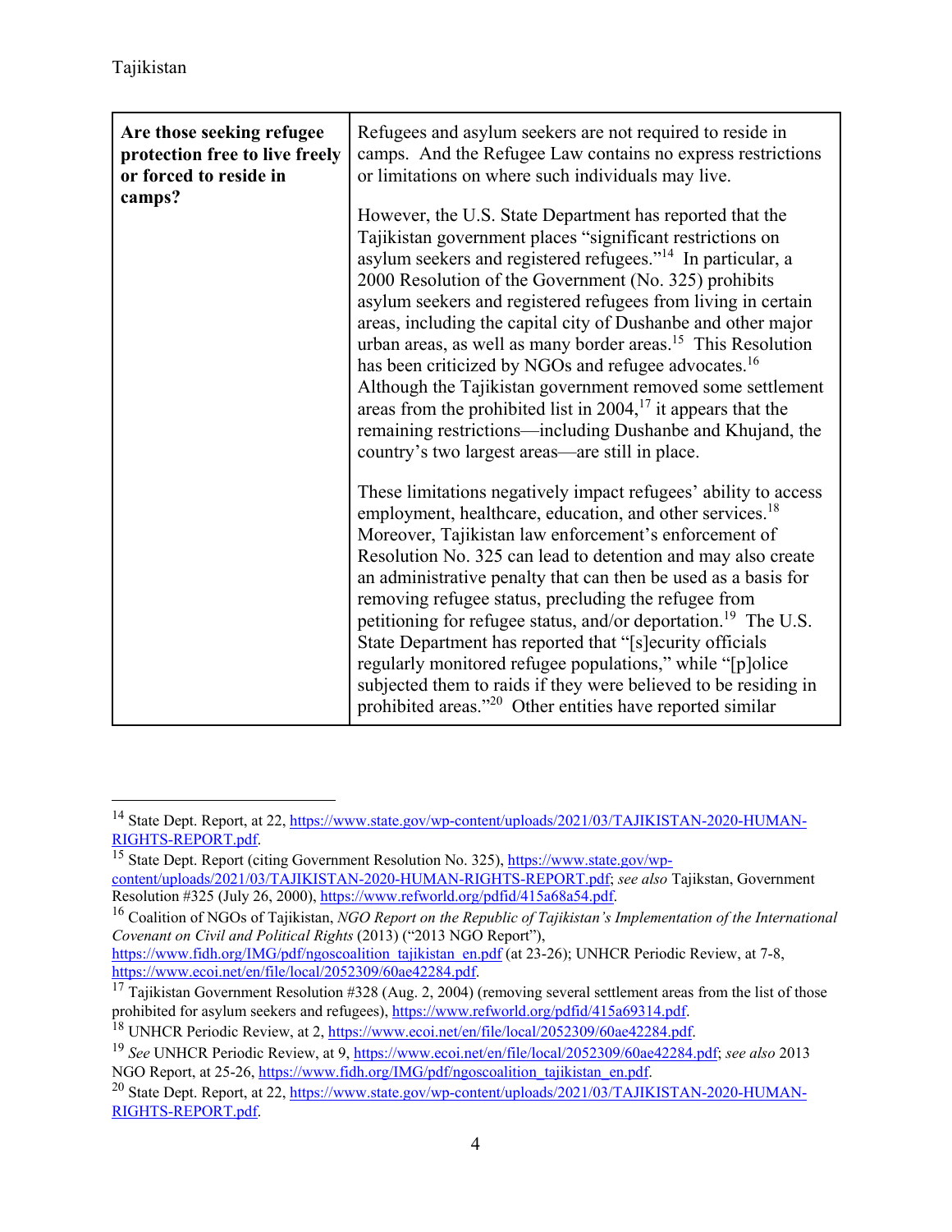| Are those seeking refugee protection free to live freely or forced to reside in camps? | Refugees and asylum seekers are not required to reside in camps. And the Refugee Law contains no express restrictions or limitations on where such individuals may live.<br><br>However, the U.S. State Department has reported that the Tajikistan government places "significant restrictions on asylum seekers and registered refugees."[14] In particular, a 2000 Resolution of the Government (No. 325) prohibits asylum seekers and registered refugees from living in certain areas, including the capital city of Dushanbe and other major urban areas, as well as many border areas.[15] This Resolution has been criticized by NGOs and refugee advocates.[16] Although the Tajikistan government removed some settlement areas from the prohibited list in 2004,[17] it appears that the remaining restrictions—including Dushanbe and Khujand, the country's two largest areas—are still in place.<br><br>These limitations negatively impact refugees' ability to access employment, healthcare, education, and other services.[18] Moreover, Tajikistan law enforcement's enforcement of Resolution No. 325 can lead to detention and may also create an administrative penalty that can then be used as a basis for removing refugee status, precluding the refugee from petitioning for refugee status, and/or deportation.[19] The U.S. State Department has reported that "[s]ecurity officials regularly monitored refugee populations," while "[p]olice subjected them to raids if they were believed to be residing in prohibited areas."[20] Other entities have reported similar |
|---|---|

[14] State Dept. Report, at 22, https://www.state.gov/wp-content/uploads/2021/03/TAJIKISTAN-2020-HUMAN-RIGHTS-REPORT.pdf.

[15] State Dept. Report (citing Government Resolution No. 325), https://www.state.gov/wp-content/uploads/2021/03/TAJIKISTAN-2020-HUMAN-RIGHTS-REPORT.pdf; *see also* Tajikstan, Government Resolution #325 (July 26, 2000), https://www.refworld.org/pdfid/415a68a54.pdf.

[16] Coalition of NGOs of Tajikistan, *NGO Report on the Republic of Tajikistan's Implementation of the International Covenant on Civil and Political Rights* (2013) ("2013 NGO Report"), https://www.fidh.org/IMG/pdf/ngoscoalition_tajikistan_en.pdf (at 23-26); UNHCR Periodic Review, at 7-8, https://www.ecoi.net/en/file/local/2052309/60ae42284.pdf.

[17] Tajikistan Government Resolution #328 (Aug. 2, 2004) (removing several settlement areas from the list of those prohibited for asylum seekers and refugees), https://www.refworld.org/pdfid/415a69314.pdf.

[18] UNHCR Periodic Review, at 2, https://www.ecoi.net/en/file/local/2052309/60ae42284.pdf.

[19] *See* UNHCR Periodic Review, at 9, https://www.ecoi.net/en/file/local/2052309/60ae42284.pdf; *see also* 2013 NGO Report, at 25-26, https://www.fidh.org/IMG/pdf/ngoscoalition_tajikistan_en.pdf.

[20] State Dept. Report, at 22, https://www.state.gov/wp-content/uploads/2021/03/TAJIKISTAN-2020-HUMAN-RIGHTS-REPORT.pdf.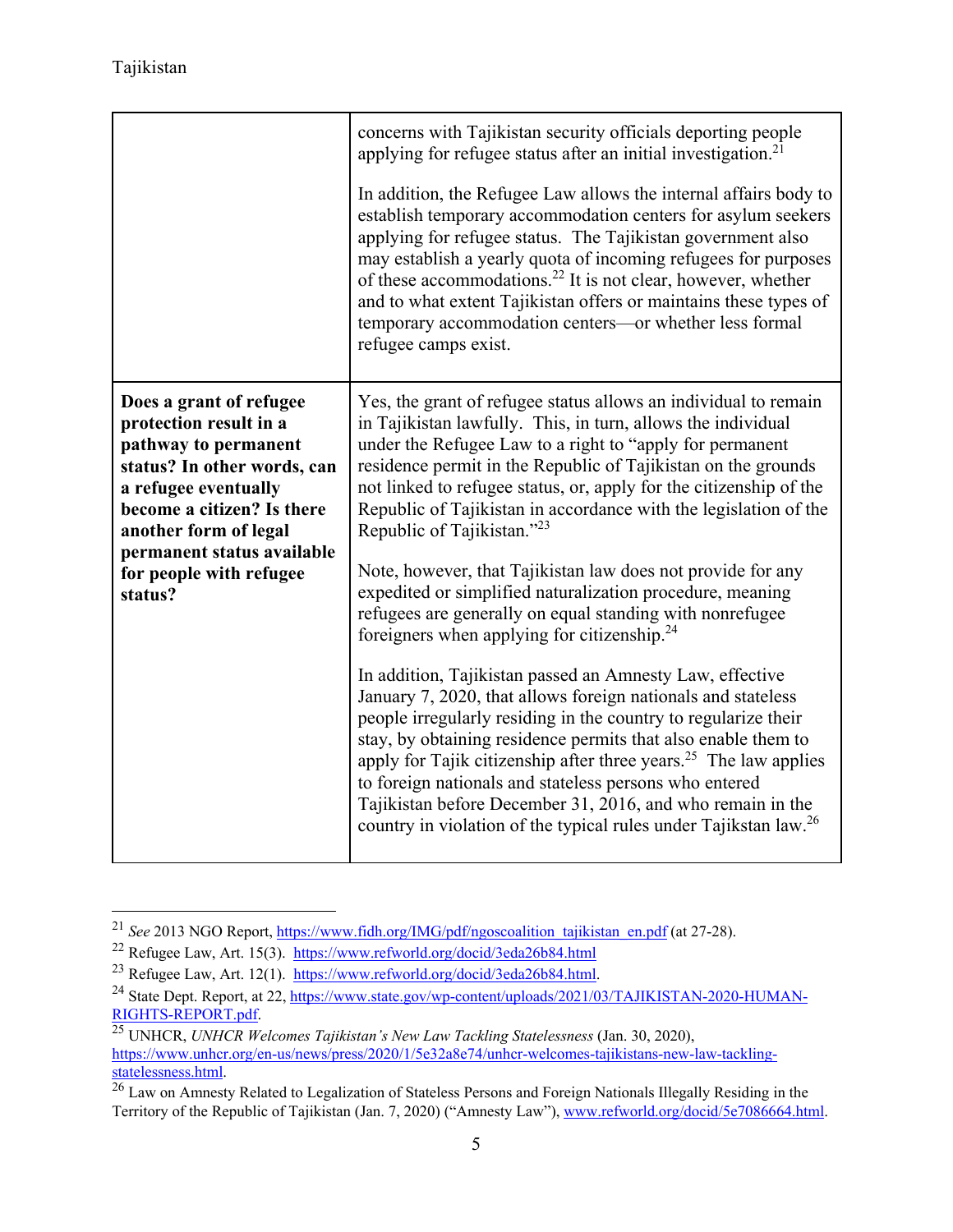| | |
|---|---|
| | concerns with Tajikistan security officials deporting people applying for refugee status after an initial investigation.[21]<br><br>In addition, the Refugee Law allows the internal affairs body to establish temporary accommodation centers for asylum seekers applying for refugee status. The Tajikistan government also may establish a yearly quota of incoming refugees for purposes of these accommodations.[22] It is not clear, however, whether and to what extent Tajikistan offers or maintains these types of temporary accommodation centers—or whether less formal refugee camps exist. |
| **Does a grant of refugee protection result in a pathway to permanent status? In other words, can a refugee eventually become a citizen? Is there another form of legal permanent status available for people with refugee status?** | Yes, the grant of refugee status allows an individual to remain in Tajikistan lawfully. This, in turn, allows the individual under the Refugee Law to a right to "apply for permanent residence permit in the Republic of Tajikistan on the grounds not linked to refugee status, or, apply for the citizenship of the Republic of Tajikistan in accordance with the legislation of the Republic of Tajikistan."[23]<br><br>Note, however, that Tajikistan law does not provide for any expedited or simplified naturalization procedure, meaning refugees are generally on equal standing with nonrefugee foreigners when applying for citizenship.[24]<br><br>In addition, Tajikistan passed an Amnesty Law, effective January 7, 2020, that allows foreign nationals and stateless people irregularly residing in the country to regularize their stay, by obtaining residence permits that also enable them to apply for Tajik citizenship after three years.[25] The law applies to foreign nationals and stateless persons who entered Tajikistan before December 31, 2016, and who remain in the country in violation of the typical rules under Tajikstan law.[26] |

[21] *See* 2013 NGO Report, https://www.fidh.org/IMG/pdf/ngoscoalition_tajikistan_en.pdf (at 27-28).

[22] Refugee Law, Art. 15(3). https://www.refworld.org/docid/3eda26b84.html

[23] Refugee Law, Art. 12(1). https://www.refworld.org/docid/3eda26b84.html.

[24] State Dept. Report, at 22, https://www.state.gov/wp-content/uploads/2021/03/TAJIKISTAN-2020-HUMAN-RIGHTS-REPORT.pdf.

[25] UNHCR, *UNHCR Welcomes Tajikistan's New Law Tackling Statelessness* (Jan. 30, 2020), https://www.unhcr.org/en-us/news/press/2020/1/5e32a8e74/unhcr-welcomes-tajikistans-new-law-tackling-statelessness.html.

[26] Law on Amnesty Related to Legalization of Stateless Persons and Foreign Nationals Illegally Residing in the Territory of the Republic of Tajikistan (Jan. 7, 2020) ("Amnesty Law"), www.refworld.org/docid/5e7086664.html.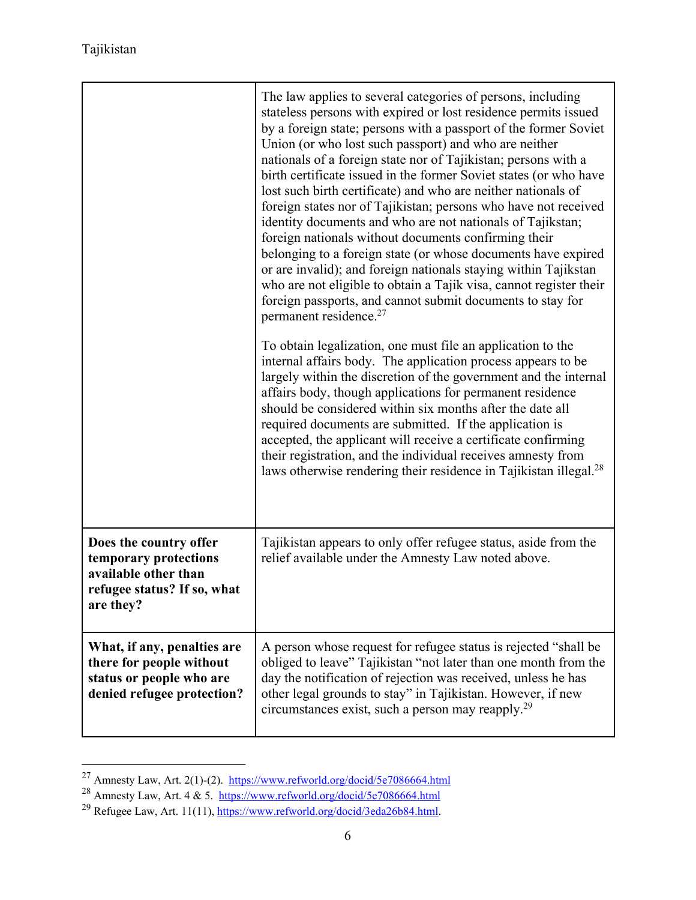| | |
|---|---|
| | The law applies to several categories of persons, including stateless persons with expired or lost residence permits issued by a foreign state; persons with a passport of the former Soviet Union (or who lost such passport) and who are neither nationals of a foreign state nor of Tajikistan; persons with a birth certificate issued in the former Soviet states (or who have lost such birth certificate) and who are neither nationals of foreign states nor of Tajikistan; persons who have not received identity documents and who are not nationals of Tajikistan; foreign nationals without documents confirming their belonging to a foreign state (or whose documents have expired or are invalid); and foreign nationals staying within Tajikstan who are not eligible to obtain a Tajik visa, cannot register their foreign passports, and cannot submit documents to stay for permanent residence.[27]<br><br>To obtain legalization, one must file an application to the internal affairs body. The application process appears to be largely within the discretion of the government and the internal affairs body, though applications for permanent residence should be considered within six months after the date all required documents are submitted. If the application is accepted, the applicant will receive a certificate confirming their registration, and the individual receives amnesty from laws otherwise rendering their residence in Tajikistan illegal.[28] |
| **Does the country offer temporary protections available other than refugee status? If so, what are they?** | Tajikistan appears to only offer refugee status, aside from the relief available under the Amnesty Law noted above. |
| **What, if any, penalties are there for people without status or people who are denied refugee protection?** | A person whose request for refugee status is rejected "shall be obliged to leave" Tajikistan "not later than one month from the day the notification of rejection was received, unless he has other legal grounds to stay" in Tajikistan. However, if new circumstances exist, such a person may reapply.[29] |

[27] Amnesty Law, Art. 2(1)-(2). https://www.refworld.org/docid/5e7086664.html

[28] Amnesty Law, Art. 4 & 5. https://www.refworld.org/docid/5e7086664.html

[29] Refugee Law, Art. 11(11), https://www.refworld.org/docid/3eda26b84.html.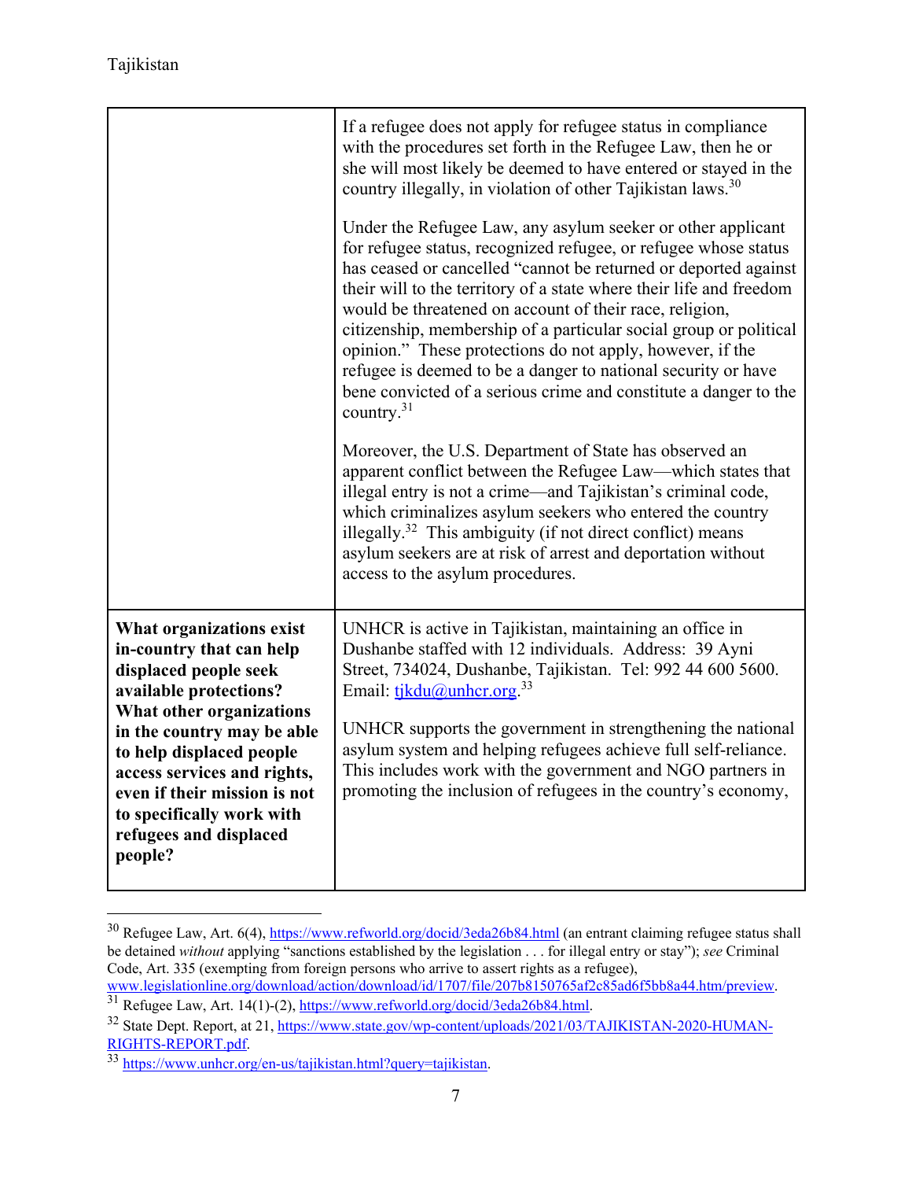| | |
|---|---|
| | If a refugee does not apply for refugee status in compliance with the procedures set forth in the Refugee Law, then he or she will most likely be deemed to have entered or stayed in the country illegally, in violation of other Tajikistan laws.[30]<br><br>Under the Refugee Law, any asylum seeker or other applicant for refugee status, recognized refugee, or refugee whose status has ceased or cancelled "cannot be returned or deported against their will to the territory of a state where their life and freedom would be threatened on account of their race, religion, citizenship, membership of a particular social group or political opinion." These protections do not apply, however, if the refugee is deemed to be a danger to national security or have bene convicted of a serious crime and constitute a danger to the country.[31]<br><br>Moreover, the U.S. Department of State has observed an apparent conflict between the Refugee Law—which states that illegal entry is not a crime—and Tajikistan's criminal code, which criminalizes asylum seekers who entered the country illegally.[32] This ambiguity (if not direct conflict) means asylum seekers are at risk of arrest and deportation without access to the asylum procedures. |
| **What organizations exist in-country that can help displaced people seek available protections? What other organizations in the country may be able to help displaced people access services and rights, even if their mission is not to specifically work with refugees and displaced people?** | UNHCR is active in Tajikistan, maintaining an office in Dushanbe staffed with 12 individuals. Address: 39 Ayni Street, 734024, Dushanbe, Tajikistan. Tel: 992 44 600 5600. Email: tjkdu@unhcr.org.[33]<br><br>UNHCR supports the government in strengthening the national asylum system and helping refugees achieve full self-reliance. This includes work with the government and NGO partners in promoting the inclusion of refugees in the country's economy, |

[30] Refugee Law, Art. 6(4), https://www.refworld.org/docid/3eda26b84.html (an entrant claiming refugee status shall be detained *without* applying "sanctions established by the legislation . . . for illegal entry or stay"); *see* Criminal Code, Art. 335 (exempting from foreign persons who arrive to assert rights as a refugee), www.legislationline.org/download/action/download/id/1707/file/207b8150765af2c85ad6f5bb8a44.htm/preview.

[31] Refugee Law, Art. 14(1)-(2), https://www.refworld.org/docid/3eda26b84.html.

[32] State Dept. Report, at 21, https://www.state.gov/wp-content/uploads/2021/03/TAJIKISTAN-2020-HUMAN-RIGHTS-REPORT.pdf.

[33] https://www.unhcr.org/en-us/tajikistan.html?query=tajikistan.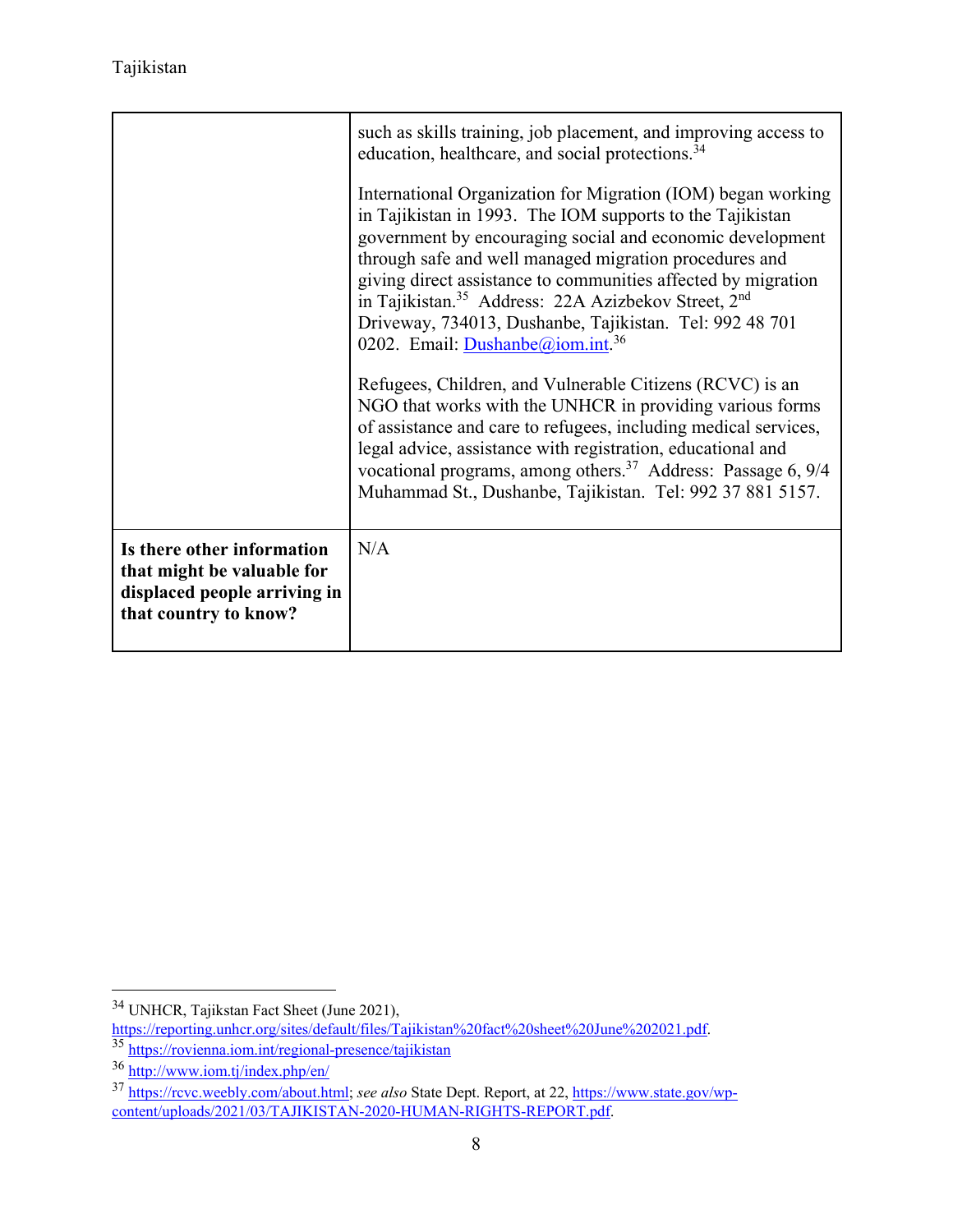| | |
|---|---|
| | such as skills training, job placement, and improving access to education, healthcare, and social protections.[34]<br><br>International Organization for Migration (IOM) began working in Tajikistan in 1993. The IOM supports to the Tajikistan government by encouraging social and economic development through safe and well managed migration procedures and giving direct assistance to communities affected by migration in Tajikistan.[35] Address: 22A Azizbekov Street, 2nd Driveway, 734013, Dushanbe, Tajikistan. Tel: 992 48 701 0202. Email: Dushanbe@iom.int.[36]<br><br>Refugees, Children, and Vulnerable Citizens (RCVC) is an NGO that works with the UNHCR in providing various forms of assistance and care to refugees, including medical services, legal advice, assistance with registration, educational and vocational programs, among others.[37] Address: Passage 6, 9/4 Muhammad St., Dushanbe, Tajikistan. Tel: 992 37 881 5157. |
| **Is there other information that might be valuable for displaced people arriving in that country to know?** | N/A |

---

[34] UNHCR, Tajikstan Fact Sheet (June 2021), https://reporting.unhcr.org/sites/default/files/Tajikistan%20fact%20sheet%20June%202021.pdf.

[35] https://rovienna.iom.int/regional-presence/tajikistan

[36] http://www.iom.tj/index.php/en/

[37] https://rcvc.weebly.com/about.html; *see also* State Dept. Report, at 22, https://www.state.gov/wp-content/uploads/2021/03/TAJIKISTAN-2020-HUMAN-RIGHTS-REPORT.pdf.